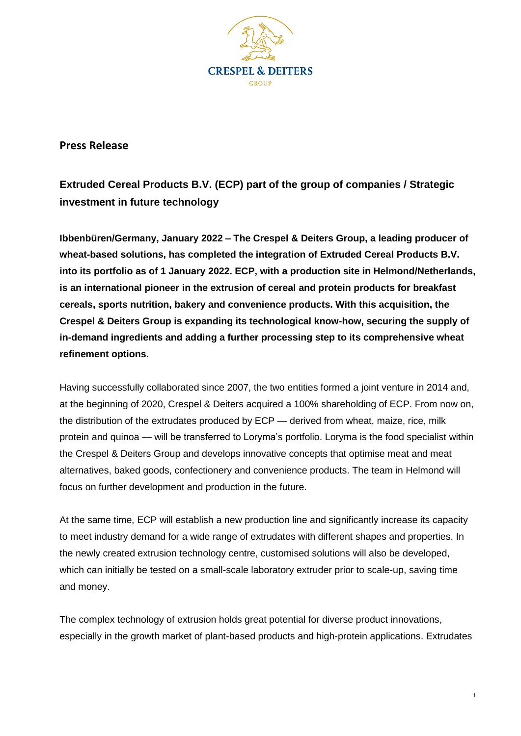**Press Release**

## Extruded Cereal Products B.V. (ECP) part of the group of companies / Strategic investment in future technology

**Ibbenbüren/Germany, January 2022 – The Crespel & Deiters Group, a leading producer of wheat-based solutions, has completed the integration of Extruded Cereal Products B.V. into its portfolio as of 1 January 2022. ECP, with a production site in Helmond/Netherlands, is an international pioneer in the extrusion of cereal and protein products for breakfast cereals, sports nutrition, bakery and convenience products. With this acquisition, the Crespel & Deiters Group is expanding its technological know-how, securing the supply of in-demand ingredients and adding a further processing step to its comprehensive wheat refinement options.**

Having successfully collaborated since 2007, the two entities formed a joint venture in 2014 and, at the beginning of 2020, Crespel & Deiters acquired a 100% shareholding of ECP. From now on, the distribution of the extrudates produced by ECP — derived from wheat, maize, rice, milk protein and quinoa — will be transferred to Loryma's portfolio. Loryma is the food specialist within the Crespel & Deiters Group and develops innovative concepts that optimise meat and meat alternatives, baked goods, confectionery and convenience products. The team in Helmond will focus on further development and production in the future.

At the same time, ECP will establish a new production line and significantly increase its capacity to meet industry demand for a wide range of extrudates with different shapes and properties. In the newly created extrusion technology centre, customised solutions will also be developed, which can initially be tested on a small-scale laboratory extruder prior to scale-up, saving time and money.

The complex technology of extrusion holds great potential for diverse product innovations, especially in the growth market of plant-based products and high-protein applications. Extrudates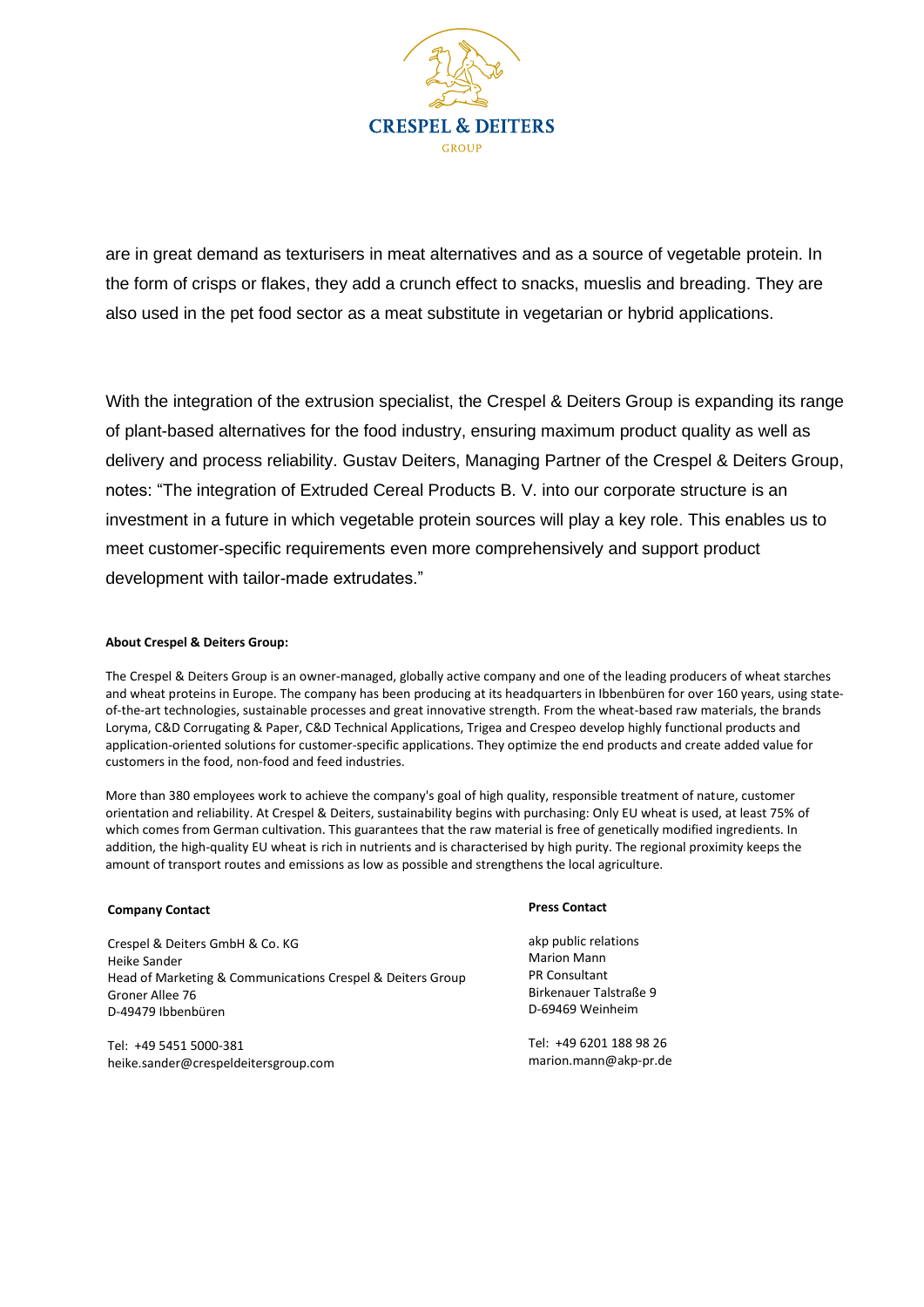are in great demand as texturisers in meat alternatives and as a source of vegetable protein. In the form of crisps or flakes, they add a crunch effect to snacks, mueslis and breading. They are also used in the pet food sector as a meat substitute in vegetarian or hybrid applications.

With the integration of the extrusion specialist, the Crespel & Deiters Group is expanding its range of plant-based alternatives for the food industry, ensuring maximum product quality as well as delivery and process reliability. Gustav Deiters, Managing Partner of the Crespel & Deiters Group, notes: "The integration of Extruded Cereal Products B. V. into our corporate structure is an investment in a future in which vegetable protein sources will play a key role. This enables us to meet customer-specific requirements even more comprehensively and support product development with tailor-made extrudates."

**About Crespel & Deiters Group:**

The Crespel & Deiters Group is an owner-managed, globally active company and one of the leading producers of wheat starches and wheat proteins in Europe. The company has been producing at its headquarters in Ibbenbüren for over 160 years, using state-of-the-art technologies, sustainable processes and great innovative strength. From the wheat-based raw materials, the brands Loryma, C&D Corrugating & Paper, C&D Technical Applications, Trigea and Crespeo develop highly functional products and application-oriented solutions for customer-specific applications. They optimize the end products and create added value for customers in the food, non-food and feed industries.

More than 380 employees work to achieve the company's goal of high quality, responsible treatment of nature, customer orientation and reliability. At Crespel & Deiters, sustainability begins with purchasing: Only EU wheat is used, at least 75% of which comes from German cultivation. This guarantees that the raw material is free of genetically modified ingredients. In addition, the high-quality EU wheat is rich in nutrients and is characterised by high purity. The regional proximity keeps the amount of transport routes and emissions as low as possible and strengthens the local agriculture.

**Company Contact**

Crespel & Deiters GmbH & Co. KG
Heike Sander
Head of Marketing & Communications Crespel & Deiters Group
Groner Allee 76
D-49479 Ibbenbüren

Tel: +49 5451 5000-381
heike.sander@crespeldeitersgroup.com

**Press Contact**

akp public relations
Marion Mann
PR Consultant
Birkenauer Talstraße 9
D-69469 Weinheim

Tel: +49 6201 188 98 26
marion.mann@akp-pr.de